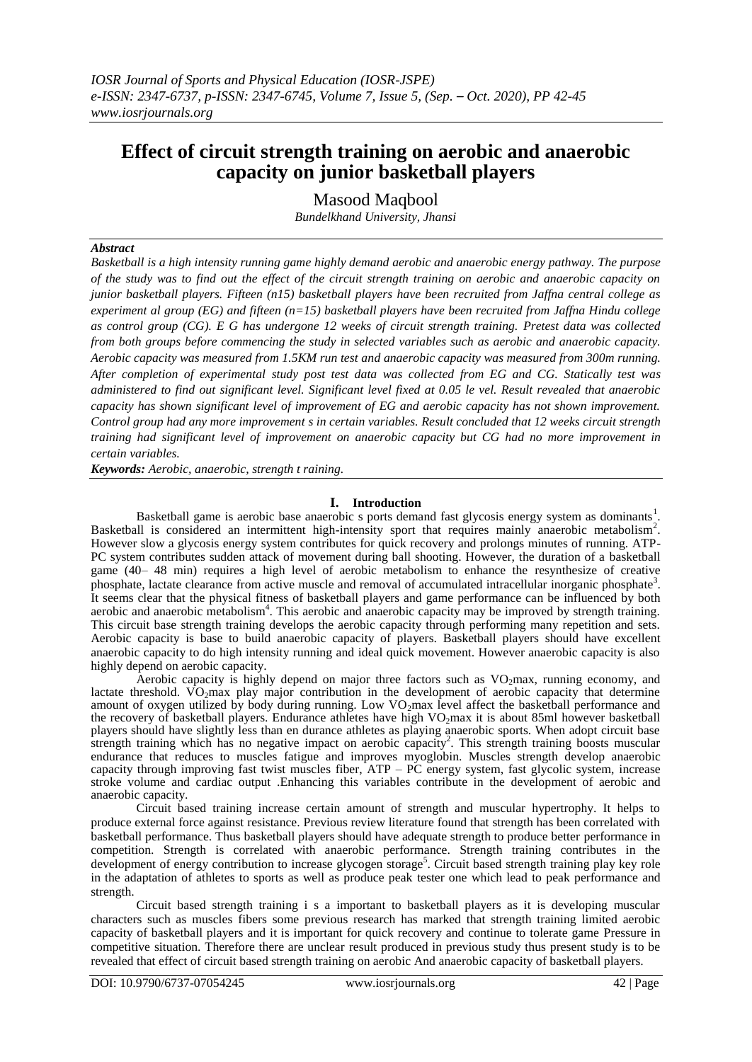# Effect of circuit strength training on aerobic and anaerobic capacity on junior basketball players

Masood Maqbool

*Bundelkhand University, Jhansi*

***Abstract***

*Basketball is a high intensity running game highly demand aerobic and anaerobic energy pathway. The purpose of the study was to find out the effect of the circuit strength training on aerobic and anaerobic capacity on junior basketball players. Fifteen (n15) basketball players have been recruited from Jaffna central college as experiment al group (EG) and fifteen (n=15) basketball players have been recruited from Jaffna Hindu college as control group (CG). E G has undergone 12 weeks of circuit strength training. Pretest data was collected from both groups before commencing the study in selected variables such as aerobic and anaerobic capacity. Aerobic capacity was measured from 1.5KM run test and anaerobic capacity was measured from 300m running. After completion of experimental study post test data was collected from EG and CG. Statically test was administered to find out significant level. Significant level fixed at 0.05 le vel. Result revealed that anaerobic capacity has shown significant level of improvement of EG and aerobic capacity has not shown improvement. Control group had any more improvement s in certain variables. Result concluded that 12 weeks circuit strength training had significant level of improvement on anaerobic capacity but CG had no more improvement in certain variables.*

***Keywords:*** *Aerobic, anaerobic, strength t raining.*

## I. Introduction

Basketball game is aerobic base anaerobic s ports demand fast glycosis energy system as dominants[1]. Basketball is considered an intermittent high-intensity sport that requires mainly anaerobic metabolism[2]. However slow a glycosis energy system contributes for quick recovery and prolongs minutes of running. ATP-PC system contributes sudden attack of movement during ball shooting. However, the duration of a basketball game (40– 48 min) requires a high level of aerobic metabolism to enhance the resynthesize of creative phosphate, lactate clearance from active muscle and removal of accumulated intracellular inorganic phosphate[3]. It seems clear that the physical fitness of basketball players and game performance can be influenced by both aerobic and anaerobic metabolism[4]. This aerobic and anaerobic capacity may be improved by strength training. This circuit base strength training develops the aerobic capacity through performing many repetition and sets. Aerobic capacity is base to build anaerobic capacity of players. Basketball players should have excellent anaerobic capacity to do high intensity running and ideal quick movement. However anaerobic capacity is also highly depend on aerobic capacity.

Aerobic capacity is highly depend on major three factors such as $VO_2$max, running economy, and lactate threshold. $VO_2$max play major contribution in the development of aerobic capacity that determine amount of oxygen utilized by body during running. Low $VO_2$max level affect the basketball performance and the recovery of basketball players. Endurance athletes have high $VO_2$max it is about 85ml however basketball players should have slightly less than en durance athletes as playing anaerobic sports. When adopt circuit base strength training which has no negative impact on aerobic capacity[2]. This strength training boosts muscular endurance that reduces to muscles fatigue and improves myoglobin. Muscles strength develop anaerobic capacity through improving fast twist muscles fiber, ATP – PC energy system, fast glycolic system, increase stroke volume and cardiac output .Enhancing this variables contribute in the development of aerobic and anaerobic capacity.

Circuit based training increase certain amount of strength and muscular hypertrophy. It helps to produce external force against resistance. Previous review literature found that strength has been correlated with basketball performance. Thus basketball players should have adequate strength to produce better performance in competition. Strength is correlated with anaerobic performance. Strength training contributes in the development of energy contribution to increase glycogen storage[5]. Circuit based strength training play key role in the adaptation of athletes to sports as well as produce peak tester one which lead to peak performance and strength.

Circuit based strength training i s a important to basketball players as it is developing muscular characters such as muscles fibers some previous research has marked that strength training limited aerobic capacity of basketball players and it is important for quick recovery and continue to tolerate game Pressure in competitive situation. Therefore there are unclear result produced in previous study thus present study is to be revealed that effect of circuit based strength training on aerobic And anaerobic capacity of basketball players.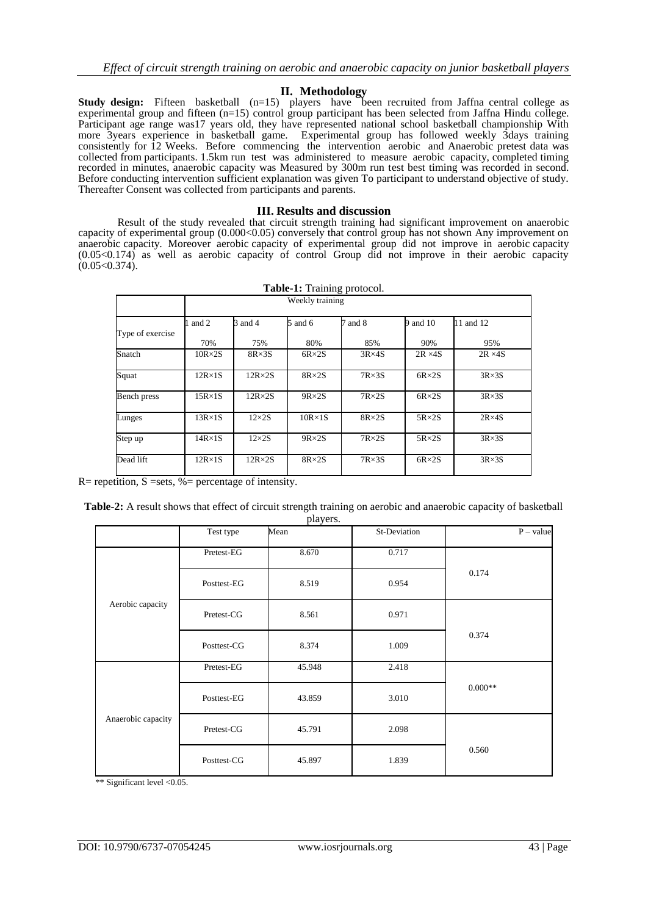## II. Methodology

**Study design:** Fifteen basketball (n=15) players have been recruited from Jaffna central college as experimental group and fifteen (n=15) control group participant has been selected from Jaffna Hindu college. Participant age range was17 years old, they have represented national school basketball championship With more 3years experience in basketball game. Experimental group has followed weekly 3days training consistently for 12 Weeks. Before commencing the intervention aerobic and Anaerobic pretest data was collected from participants. 1.5km run test was administered to measure aerobic capacity, completed timing recorded in minutes, anaerobic capacity was Measured by 300m run test best timing was recorded in second. Before conducting intervention sufficient explanation was given To participant to understand objective of study. Thereafter Consent was collected from participants and parents.

## III. Results and discussion

Result of the study revealed that circuit strength training had significant improvement on anaerobic capacity of experimental group (0.000<0.05) conversely that control group has not shown Any improvement on anaerobic capacity. Moreover aerobic capacity of experimental group did not improve in aerobic capacity (0.05<0.174) as well as aerobic capacity of control Group did not improve in their aerobic capacity (0.05<0.374).

**Table-1:** Training protocol.

| | Weekly training | | | | | |
|---|---|---|---|---|---|---|
| Type of exercise | 1 and 2<br>70% | 3 and 4<br>75% | 5 and 6<br>80% | 7 and 8<br>85% | 9 and 10<br>90% | 11 and 12<br>95% |
| Snatch | 10R×2S | 8R×3S | 6R×2S | 3R×4S | 2R ×4S | 2R ×4S |
| Squat | 12R×1S | 12R×2S | 8R×2S | 7R×3S | 6R×2S | 3R×3S |
| Bench press | 15R×1S | 12R×2S | 9R×2S | 7R×2S | 6R×2S | 3R×3S |
| Lunges | 13R×1S | 12×2S | 10R×1S | 8R×2S | 5R×2S | 2R×4S |
| Step up | 14R×1S | 12×2S | 9R×2S | 7R×2S | 5R×2S | 3R×3S |
| Dead lift | 12R×1S | 12R×2S | 8R×2S | 7R×3S | 6R×2S | 3R×3S |

R= repetition, S =sets, %= percentage of intensity.

**Table-2:** A result shows that effect of circuit strength training on aerobic and anaerobic capacity of basketball players.

| | Test type | Mean | St-Deviation | P – value |
|---|---|---|---|---|
| Aerobic capacity | Pretest-EG | 8.670 | 0.717 | 0.174 |
| | Posttest-EG | 8.519 | 0.954 | |
| | Pretest-CG | 8.561 | 0.971 | 0.374 |
| | Posttest-CG | 8.374 | 1.009 | |
| Anaerobic capacity | Pretest-EG | 45.948 | 2.418 | 0.000** |
| | Posttest-EG | 43.859 | 3.010 | |
| | Pretest-CG | 45.791 | 2.098 | 0.560 |
| | Posttest-CG | 45.897 | 1.839 | |

** Significant level <0.05.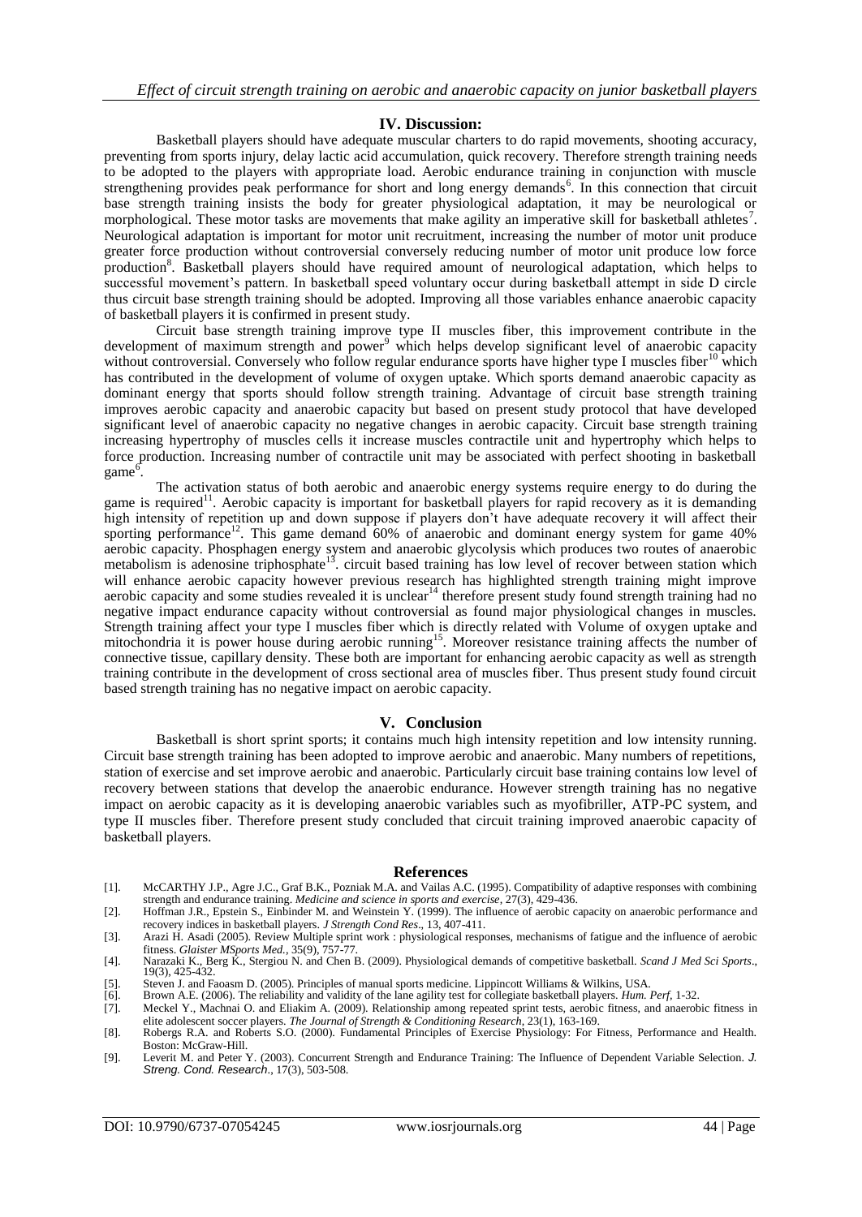## IV. Discussion:

Basketball players should have adequate muscular charters to do rapid movements, shooting accuracy, preventing from sports injury, delay lactic acid accumulation, quick recovery. Therefore strength training needs to be adopted to the players with appropriate load. Aerobic endurance training in conjunction with muscle strengthening provides peak performance for short and long energy demands[6]. In this connection that circuit base strength training insists the body for greater physiological adaptation, it may be neurological or morphological. These motor tasks are movements that make agility an imperative skill for basketball athletes[7]. Neurological adaptation is important for motor unit recruitment, increasing the number of motor unit produce greater force production without controversial conversely reducing number of motor unit produce low force production[8]. Basketball players should have required amount of neurological adaptation, which helps to successful movement's pattern. In basketball speed voluntary occur during basketball attempt in side D circle thus circuit base strength training should be adopted. Improving all those variables enhance anaerobic capacity of basketball players it is confirmed in present study.

Circuit base strength training improve type II muscles fiber, this improvement contribute in the development of maximum strength and power[9] which helps develop significant level of anaerobic capacity without controversial. Conversely who follow regular endurance sports have higher type I muscles fiber[10] which has contributed in the development of volume of oxygen uptake. Which sports demand anaerobic capacity as dominant energy that sports should follow strength training. Advantage of circuit base strength training improves aerobic capacity and anaerobic capacity but based on present study protocol that have developed significant level of anaerobic capacity no negative changes in aerobic capacity. Circuit base strength training increasing hypertrophy of muscles cells it increase muscles contractile unit and hypertrophy which helps to force production. Increasing number of contractile unit may be associated with perfect shooting in basketball game[6].

The activation status of both aerobic and anaerobic energy systems require energy to do during the game is required[11]. Aerobic capacity is important for basketball players for rapid recovery as it is demanding high intensity of repetition up and down suppose if players don't have adequate recovery it will affect their sporting performance[12]. This game demand 60% of anaerobic and dominant energy system for game 40% aerobic capacity. Phosphagen energy system and anaerobic glycolysis which produces two routes of anaerobic metabolism is adenosine triphosphate[13]. circuit based training has low level of recover between station which will enhance aerobic capacity however previous research has highlighted strength training might improve aerobic capacity and some studies revealed it is unclear[14] therefore present study found strength training had no negative impact endurance capacity without controversial as found major physiological changes in muscles. Strength training affect your type I muscles fiber which is directly related with Volume of oxygen uptake and mitochondria it is power house during aerobic running[15]. Moreover resistance training affects the number of connective tissue, capillary density. These both are important for enhancing aerobic capacity as well as strength training contribute in the development of cross sectional area of muscles fiber. Thus present study found circuit based strength training has no negative impact on aerobic capacity.

## V. Conclusion

Basketball is short sprint sports; it contains much high intensity repetition and low intensity running. Circuit base strength training has been adopted to improve aerobic and anaerobic. Many numbers of repetitions, station of exercise and set improve aerobic and anaerobic. Particularly circuit base training contains low level of recovery between stations that develop the anaerobic endurance. However strength training has no negative impact on aerobic capacity as it is developing anaerobic variables such as myofibriller, ATP-PC system, and type II muscles fiber. Therefore present study concluded that circuit training improved anaerobic capacity of basketball players.

## References

[1]. McCARTHY J.P., Agre J.C., Graf B.K., Pozniak M.A. and Vailas A.C. (1995). Compatibility of adaptive responses with combining strength and endurance training. *Medicine and science in sports and exercise*, 27(3), 429-436.

[2]. Hoffman J.R., Epstein S., Einbinder M. and Weinstein Y. (1999). The influence of aerobic capacity on anaerobic performance and recovery indices in basketball players. *J Strength Cond Res*., 13, 407-411.

[3]. Arazi H. Asadi (2005). Review Multiple sprint work : physiological responses, mechanisms of fatigue and the influence of aerobic fitness. *Glaister MSports Med.*, 35(9), 757-77.

[4]. Narazaki K., Berg K., Stergiou N. and Chen B. (2009). Physiological demands of competitive basketball. *Scand J Med Sci Sports*., 19(3), 425-432.

[5]. Steven J. and Faoasm D. (2005). Principles of manual sports medicine. Lippincott Williams & Wilkins, USA.

[6]. Brown A.E. (2006). The reliability and validity of the lane agility test for collegiate basketball players. *Hum. Perf*, 1-32.

[7]. Meckel Y., Machnai O. and Eliakim A. (2009). Relationship among repeated sprint tests, aerobic fitness, and anaerobic fitness in elite adolescent soccer players. *The Journal of Strength & Conditioning Research*, 23(1), 163-169.

[8]. Robergs R.A. and Roberts S.O. (2000). Fundamental Principles of Exercise Physiology: For Fitness, Performance and Health. Boston: McGraw-Hill.

[9]. Leverit M. and Peter Y. (2003). Concurrent Strength and Endurance Training: The Influence of Dependent Variable Selection. *J. Streng. Cond. Research*., 17(3), 503-508.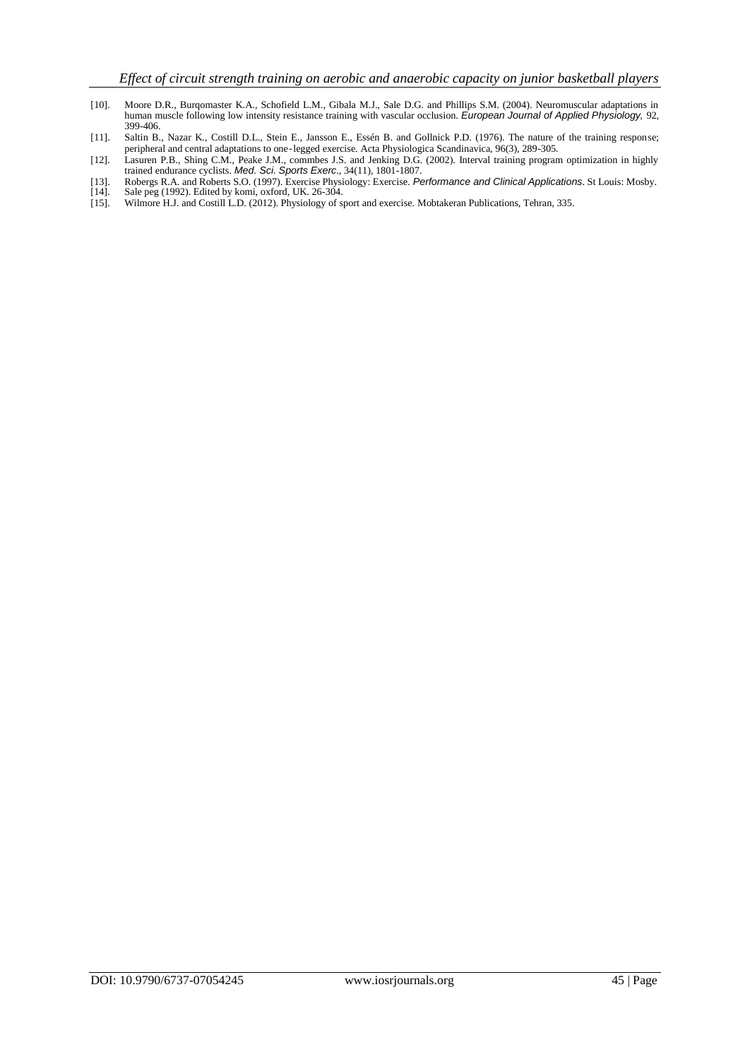[10]. Moore D.R., Burqomaster K.A., Schofield L.M., Gibala M.J., Sale D.G. and Phillips S.M. (2004). Neuromuscular adaptations in human muscle following low intensity resistance training with vascular occlusion. *European Journal of Applied Physiology,* 92, 399-406.

[11]. Saltin B., Nazar K., Costill D.L., Stein E., Jansson E., Essén B. and Gollnick P.D. (1976). The nature of the training response; peripheral and central adaptations to one-legged exercise. Acta Physiologica Scandinavica, 96(3), 289-305.

[12]. Lasuren P.B., Shing C.M., Peake J.M., commbes J.S. and Jenking D.G. (2002). Interval training program optimization in highly trained endurance cyclists. *Med. Sci. Sports Exerc.,* 34(11), 1801-1807.

[13]. Robergs R.A. and Roberts S.O. (1997). Exercise Physiology: Exercise. *Performance and Clinical Applications*. St Louis: Mosby.

[14]. Sale peg (1992). Edited by komi, oxford, UK. 26-304.

[15]. Wilmore H.J. and Costill L.D. (2012). Physiology of sport and exercise. Mobtakeran Publications, Tehran, 335.